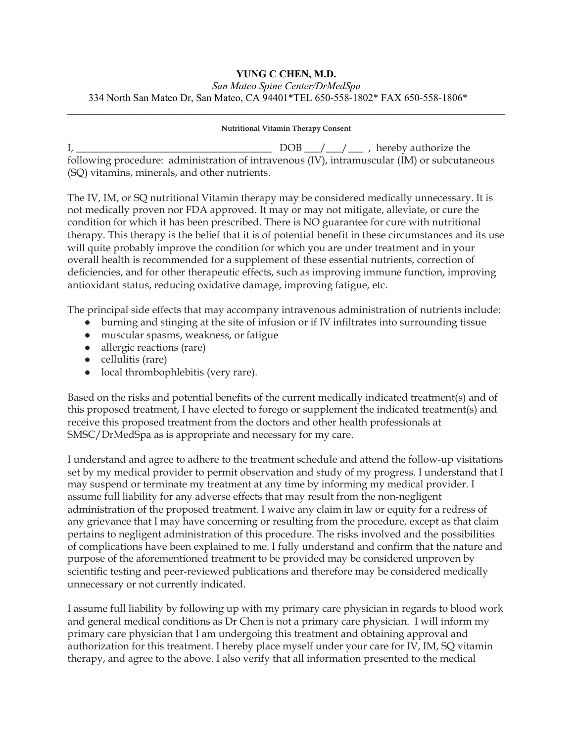**YUNG C CHEN, M.D.**

*San Mateo Spine Center/DrMedSpa*

334 North San Mateo Dr, San Mateo, CA 94401*TEL 650-558-1802* FAX 650-558-1806*

---

**Nutritional Vitamin Therapy Consent**

I, ______________________________________ DOB ___/___/___ , hereby authorize the following procedure: administration of intravenous (IV), intramuscular (IM) or subcutaneous (SQ) vitamins, minerals, and other nutrients.

The IV, IM, or SQ nutritional Vitamin therapy may be considered medically unnecessary. It is not medically proven nor FDA approved. It may or may not mitigate, alleviate, or cure the condition for which it has been prescribed. There is NO guarantee for cure with nutritional therapy. This therapy is the belief that it is of potential benefit in these circumstances and its use will quite probably improve the condition for which you are under treatment and in your overall health is recommended for a supplement of these essential nutrients, correction of deficiencies, and for other therapeutic effects, such as improving immune function, improving antioxidant status, reducing oxidative damage, improving fatigue, etc.

The principal side effects that may accompany intravenous administration of nutrients include:

- burning and stinging at the site of infusion or if IV infiltrates into surrounding tissue
- muscular spasms, weakness, or fatigue
- allergic reactions (rare)
- cellulitis (rare)
- local thrombophlebitis (very rare).

Based on the risks and potential benefits of the current medically indicated treatment(s) and of this proposed treatment, I have elected to forego or supplement the indicated treatment(s) and receive this proposed treatment from the doctors and other health professionals at SMSC/DrMedSpa as is appropriate and necessary for my care.

I understand and agree to adhere to the treatment schedule and attend the follow-up visitations set by my medical provider to permit observation and study of my progress. I understand that I may suspend or terminate my treatment at any time by informing my medical provider. I assume full liability for any adverse effects that may result from the non-negligent administration of the proposed treatment. I waive any claim in law or equity for a redress of any grievance that I may have concerning or resulting from the procedure, except as that claim pertains to negligent administration of this procedure. The risks involved and the possibilities of complications have been explained to me. I fully understand and confirm that the nature and purpose of the aforementioned treatment to be provided may be considered unproven by scientific testing and peer-reviewed publications and therefore may be considered medically unnecessary or not currently indicated.

I assume full liability by following up with my primary care physician in regards to blood work and general medical conditions as Dr Chen is not a primary care physician. I will inform my primary care physician that I am undergoing this treatment and obtaining approval and authorization for this treatment. I hereby place myself under your care for IV, IM, SQ vitamin therapy, and agree to the above. I also verify that all information presented to the medical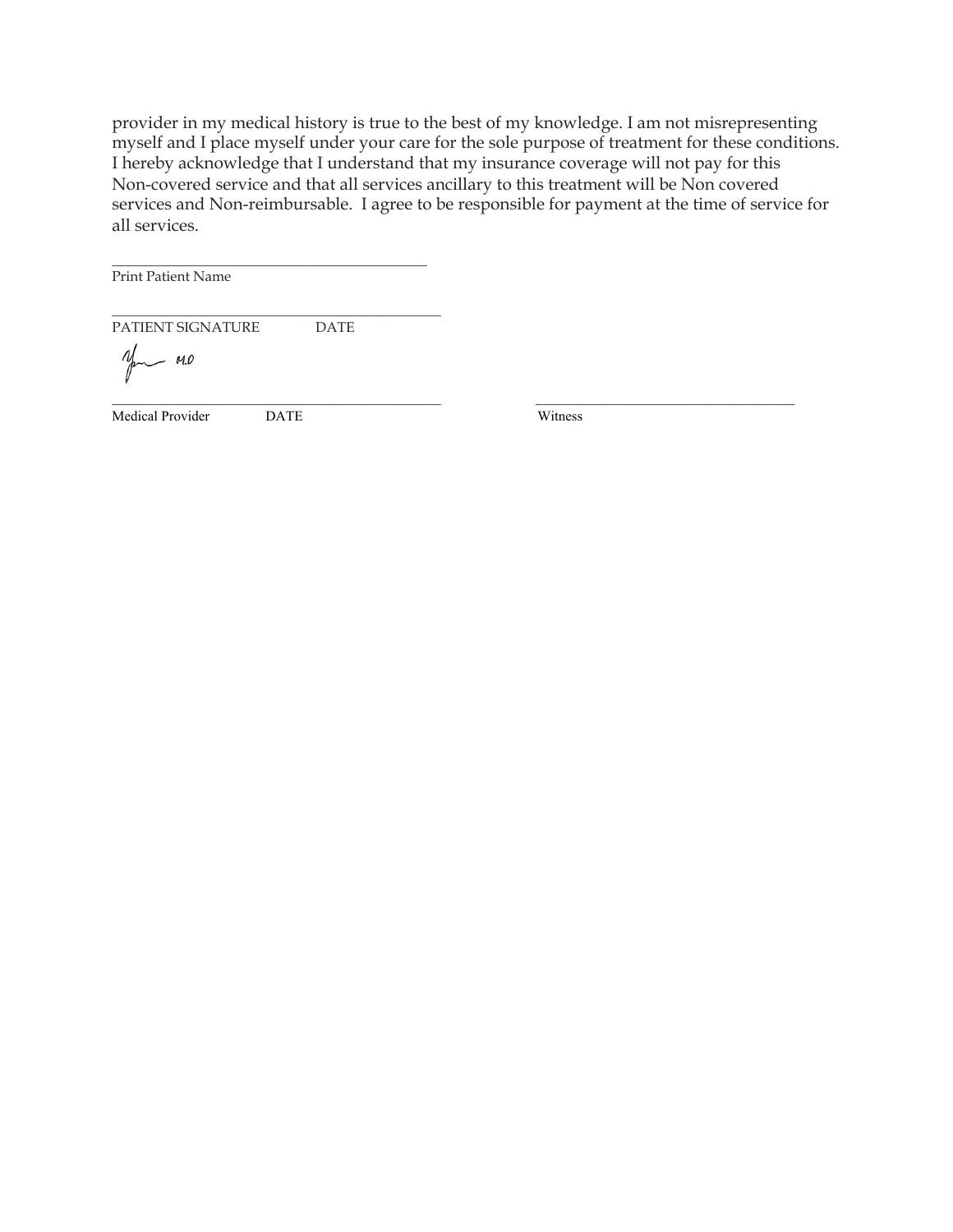provider in my medical history is true to the best of my knowledge. I am not misrepresenting myself and I place myself under your care for the sole purpose of treatment for these conditions. I hereby acknowledge that I understand that my insurance coverage will not pay for this Non-covered service and that all services ancillary to this treatment will be Non covered services and Non-reimbursable. I agree to be responsible for payment at the time of service for all services.

\_\_\_\_\_\_\_\_\_\_\_\_\_\_\_\_\_\_\_\_\_\_\_\_\_\_\_\_\_\_\_\_\_\_\_\_\_\_\_\_\_\_

Print Patient Name

\_\_\_\_\_\_\_\_\_\_\_\_\_\_\_\_\_\_\_\_\_\_\_\_\_\_\_\_\_\_\_\_\_\_\_\_\_\_\_\_\_\_\_\_

PATIENT SIGNATURE DATE

M.D

\_\_\_\_\_\_\_\_\_\_\_\_\_\_\_\_\_\_\_\_\_\_\_\_\_\_\_\_\_\_\_\_\_\_\_\_\_\_\_\_\_\_\_\_ \_\_\_\_\_\_\_\_\_\_\_\_\_\_\_\_\_\_\_\_\_\_\_\_\_\_\_\_\_\_\_\_\_\_\_\_\_\_

Medical Provider DATE Witness